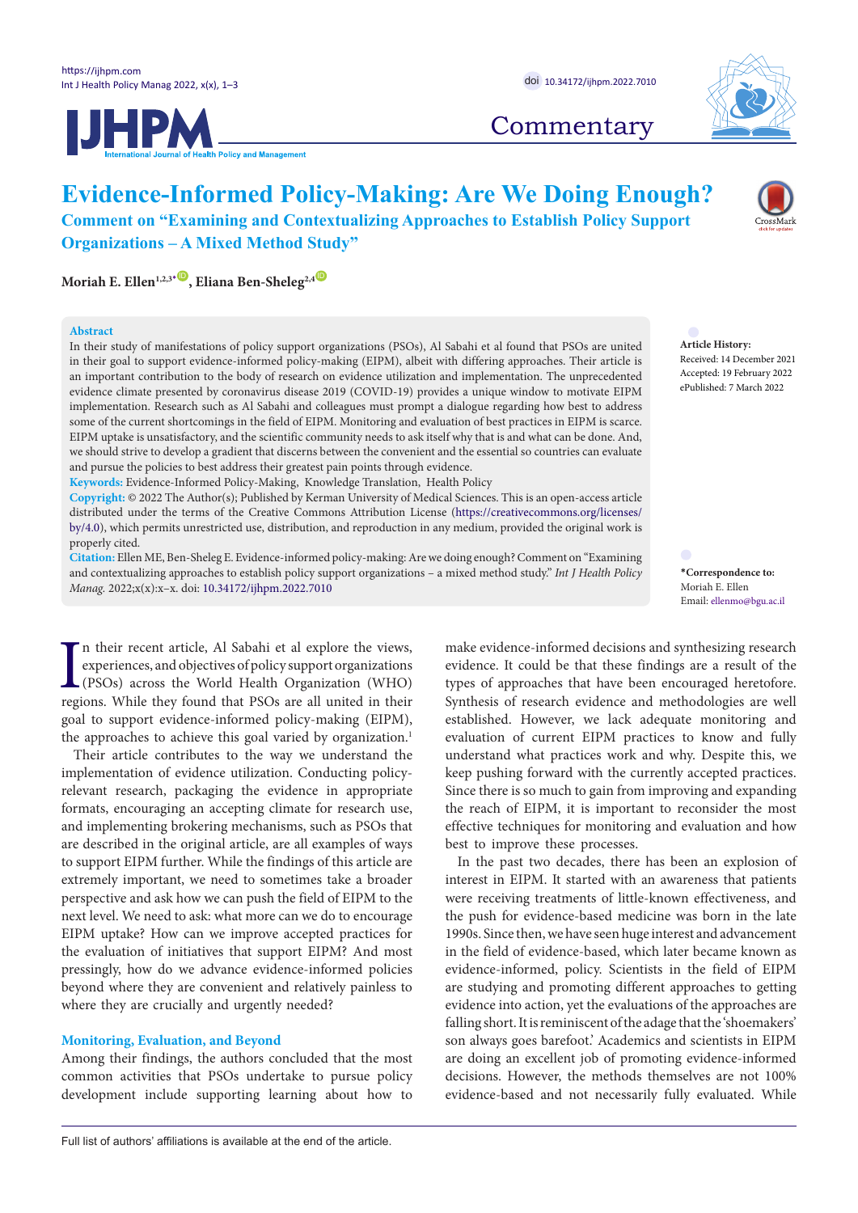Commentary

# Evidence-Informed Policy-Making: Are We Doing Enough?

## Comment on "Examining and Contextualizing Approaches to Establish Policy Support Organizations – A Mixed Method Study"

**Moriah E. Ellen[1,2,3*], Eliana Ben-Sheleg[2,4]**

**Abstract**

In their study of manifestations of policy support organizations (PSOs), Al Sabahi et al found that PSOs are united in their goal to support evidence-informed policy-making (EIPM), albeit with differing approaches. Their article is an important contribution to the body of research on evidence utilization and implementation. The unprecedented evidence climate presented by coronavirus disease 2019 (COVID-19) provides a unique window to motivate EIPM implementation. Research such as Al Sabahi and colleagues must prompt a dialogue regarding how best to address some of the current shortcomings in the field of EIPM. Monitoring and evaluation of best practices in EIPM is scarce. EIPM uptake is unsatisfactory, and the scientific community needs to ask itself why that is and what can be done. And, we should strive to develop a gradient that discerns between the convenient and the essential so countries can evaluate and pursue the policies to best address their greatest pain points through evidence.

**Keywords:** Evidence-Informed Policy-Making, Knowledge Translation, Health Policy

**Copyright:** © 2022 The Author(s); Published by Kerman University of Medical Sciences. This is an open-access article distributed under the terms of the Creative Commons Attribution License (https://creativecommons.org/licenses/by/4.0), which permits unrestricted use, distribution, and reproduction in any medium, provided the original work is properly cited.

**Citation:** Ellen ME, Ben-Sheleg E. Evidence-informed policy-making: Are we doing enough? Comment on "Examining and contextualizing approaches to establish policy support organizations – a mixed method study." *Int J Health Policy Manag.* 2022;x(x):x–x. doi: 10.34172/ijhpm.2022.7010

**Article History:**
Received: 14 December 2021
Accepted: 19 February 2022
ePublished: 7 March 2022

**\*Correspondence to:**
Moriah E. Ellen
Email: ellenmo@bgu.ac.il

In their recent article, Al Sabahi et al explore the views, experiences, and objectives of policy support organizations (PSOs) across the World Health Organization (WHO) regions. While they found that PSOs are all united in their goal to support evidence-informed policy-making (EIPM), the approaches to achieve this goal varied by organization.[1]

Their article contributes to the way we understand the implementation of evidence utilization. Conducting policy-relevant research, packaging the evidence in appropriate formats, encouraging an accepting climate for research use, and implementing brokering mechanisms, such as PSOs that are described in the original article, are all examples of ways to support EIPM further. While the findings of this article are extremely important, we need to sometimes take a broader perspective and ask how we can push the field of EIPM to the next level. We need to ask: what more can we do to encourage EIPM uptake? How can we improve accepted practices for the evaluation of initiatives that support EIPM? And most pressingly, how do we advance evidence-informed policies beyond where they are convenient and relatively painless to where they are crucially and urgently needed?

### Monitoring, Evaluation, and Beyond

Among their findings, the authors concluded that the most common activities that PSOs undertake to pursue policy development include supporting learning about how to make evidence-informed decisions and synthesizing research evidence. It could be that these findings are a result of the types of approaches that have been encouraged heretofore. Synthesis of research evidence and methodologies are well established. However, we lack adequate monitoring and evaluation of current EIPM practices to know and fully understand what practices work and why. Despite this, we keep pushing forward with the currently accepted practices. Since there is so much to gain from improving and expanding the reach of EIPM, it is important to reconsider the most effective techniques for monitoring and evaluation and how best to improve these processes.

In the past two decades, there has been an explosion of interest in EIPM. It started with an awareness that patients were receiving treatments of little-known effectiveness, and the push for evidence-based medicine was born in the late 1990s. Since then, we have seen huge interest and advancement in the field of evidence-based, which later became known as evidence-informed, policy. Scientists in the field of EIPM are studying and promoting different approaches to getting evidence into action, yet the evaluations of the approaches are falling short. It is reminiscent of the adage that the 'shoemakers' son always goes barefoot.' Academics and scientists in EIPM are doing an excellent job of promoting evidence-informed decisions. However, the methods themselves are not 100% evidence-based and not necessarily fully evaluated. While

Full list of authors' affiliations is available at the end of the article.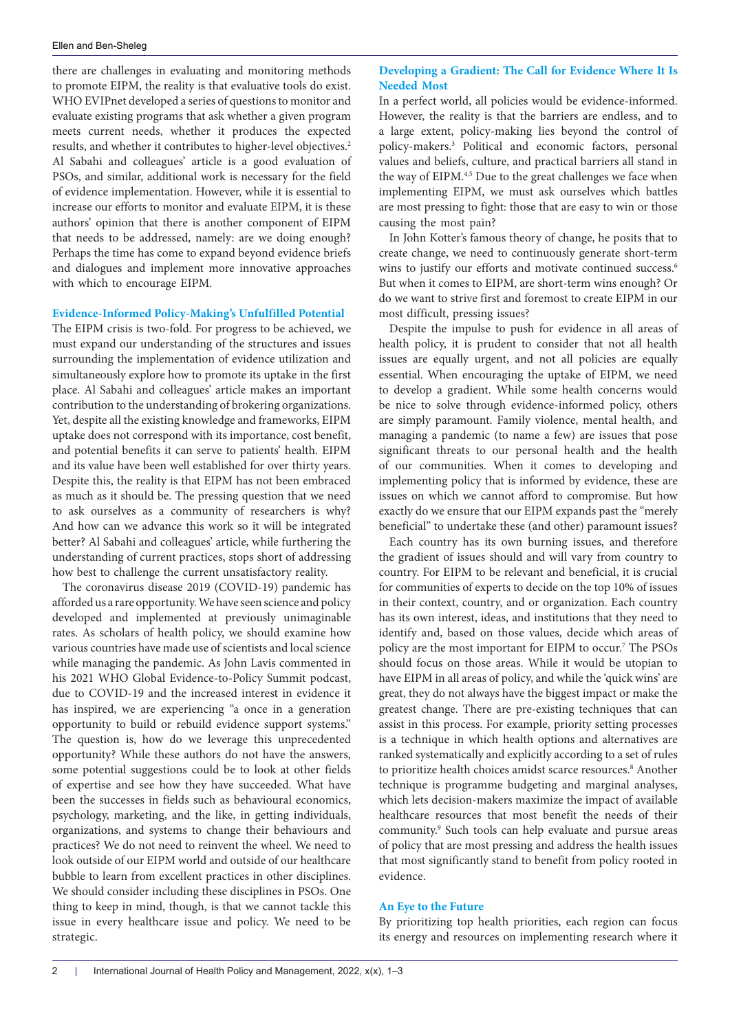there are challenges in evaluating and monitoring methods to promote EIPM, the reality is that evaluative tools do exist. WHO EVIPnet developed a series of questions to monitor and evaluate existing programs that ask whether a given program meets current needs, whether it produces the expected results, and whether it contributes to higher-level objectives.[2] Al Sabahi and colleagues' article is a good evaluation of PSOs, and similar, additional work is necessary for the field of evidence implementation. However, while it is essential to increase our efforts to monitor and evaluate EIPM, it is these authors' opinion that there is another component of EIPM that needs to be addressed, namely: are we doing enough? Perhaps the time has come to expand beyond evidence briefs and dialogues and implement more innovative approaches with which to encourage EIPM.

## Evidence-Informed Policy-Making's Unfulfilled Potential

The EIPM crisis is two-fold. For progress to be achieved, we must expand our understanding of the structures and issues surrounding the implementation of evidence utilization and simultaneously explore how to promote its uptake in the first place. Al Sabahi and colleagues' article makes an important contribution to the understanding of brokering organizations. Yet, despite all the existing knowledge and frameworks, EIPM uptake does not correspond with its importance, cost benefit, and potential benefits it can serve to patients' health. EIPM and its value have been well established for over thirty years. Despite this, the reality is that EIPM has not been embraced as much as it should be. The pressing question that we need to ask ourselves as a community of researchers is why? And how can we advance this work so it will be integrated better? Al Sabahi and colleagues' article, while furthering the understanding of current practices, stops short of addressing how best to challenge the current unsatisfactory reality.

The coronavirus disease 2019 (COVID-19) pandemic has afforded us a rare opportunity. We have seen science and policy developed and implemented at previously unimaginable rates. As scholars of health policy, we should examine how various countries have made use of scientists and local science while managing the pandemic. As John Lavis commented in his 2021 WHO Global Evidence-to-Policy Summit podcast, due to COVID-19 and the increased interest in evidence it has inspired, we are experiencing "a once in a generation opportunity to build or rebuild evidence support systems." The question is, how do we leverage this unprecedented opportunity? While these authors do not have the answers, some potential suggestions could be to look at other fields of expertise and see how they have succeeded. What have been the successes in fields such as behavioural economics, psychology, marketing, and the like, in getting individuals, organizations, and systems to change their behaviours and practices? We do not need to reinvent the wheel. We need to look outside of our EIPM world and outside of our healthcare bubble to learn from excellent practices in other disciplines. We should consider including these disciplines in PSOs. One thing to keep in mind, though, is that we cannot tackle this issue in every healthcare issue and policy. We need to be strategic.

## Developing a Gradient: The Call for Evidence Where It Is Needed Most

In a perfect world, all policies would be evidence-informed. However, the reality is that the barriers are endless, and to a large extent, policy-making lies beyond the control of policy-makers.[3] Political and economic factors, personal values and beliefs, culture, and practical barriers all stand in the way of EIPM.[4,5] Due to the great challenges we face when implementing EIPM, we must ask ourselves which battles are most pressing to fight: those that are easy to win or those causing the most pain?

In John Kotter's famous theory of change, he posits that to create change, we need to continuously generate short-term wins to justify our efforts and motivate continued success.[6] But when it comes to EIPM, are short-term wins enough? Or do we want to strive first and foremost to create EIPM in our most difficult, pressing issues?

Despite the impulse to push for evidence in all areas of health policy, it is prudent to consider that not all health issues are equally urgent, and not all policies are equally essential. When encouraging the uptake of EIPM, we need to develop a gradient. While some health concerns would be nice to solve through evidence-informed policy, others are simply paramount. Family violence, mental health, and managing a pandemic (to name a few) are issues that pose significant threats to our personal health and the health of our communities. When it comes to developing and implementing policy that is informed by evidence, these are issues on which we cannot afford to compromise. But how exactly do we ensure that our EIPM expands past the "merely beneficial" to undertake these (and other) paramount issues?

Each country has its own burning issues, and therefore the gradient of issues should and will vary from country to country. For EIPM to be relevant and beneficial, it is crucial for communities of experts to decide on the top 10% of issues in their context, country, and or organization. Each country has its own interest, ideas, and institutions that they need to identify and, based on those values, decide which areas of policy are the most important for EIPM to occur.[7] The PSOs should focus on those areas. While it would be utopian to have EIPM in all areas of policy, and while the 'quick wins' are great, they do not always have the biggest impact or make the greatest change. There are pre-existing techniques that can assist in this process. For example, priority setting processes is a technique in which health options and alternatives are ranked systematically and explicitly according to a set of rules to prioritize health choices amidst scarce resources.[8] Another technique is programme budgeting and marginal analyses, which lets decision-makers maximize the impact of available healthcare resources that most benefit the needs of their community.[9] Such tools can help evaluate and pursue areas of policy that are most pressing and address the health issues that most significantly stand to benefit from policy rooted in evidence.

## An Eye to the Future

By prioritizing top health priorities, each region can focus its energy and resources on implementing research where it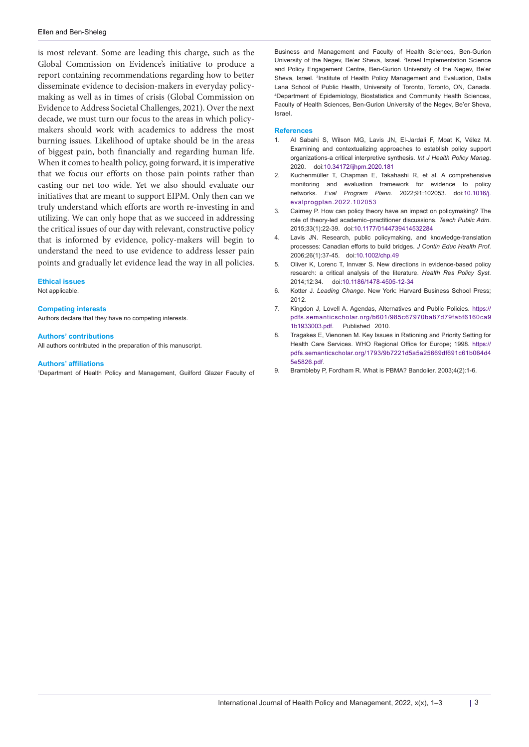is most relevant. Some are leading this charge, such as the Global Commission on Evidence's initiative to produce a report containing recommendations regarding how to better disseminate evidence to decision-makers in everyday policy-making as well as in times of crisis (Global Commission on Evidence to Address Societal Challenges, 2021). Over the next decade, we must turn our focus to the areas in which policy-makers should work with academics to address the most burning issues. Likelihood of uptake should be in the areas of biggest pain, both financially and regarding human life. When it comes to health policy, going forward, it is imperative that we focus our efforts on those pain points rather than casting our net too wide. Yet we also should evaluate our initiatives that are meant to support EIPM. Only then can we truly understand which efforts are worth re-investing in and utilizing. We can only hope that as we succeed in addressing the critical issues of our day with relevant, constructive policy that is informed by evidence, policy-makers will begin to understand the need to use evidence to address lesser pain points and gradually let evidence lead the way in all policies.

### Ethical issues

Not applicable.

### Competing interests

Authors declare that they have no competing interests.

### Authors' contributions

All authors contributed in the preparation of this manuscript.

### Authors' affiliations

[1]Department of Health Policy and Management, Guilford Glazer Faculty of Business and Management and Faculty of Health Sciences, Ben-Gurion University of the Negev, Be'er Sheva, Israel. [2]Israel Implementation Science and Policy Engagement Centre, Ben-Gurion University of the Negev, Be'er Sheva, Israel. [3]Institute of Health Policy Management and Evaluation, Dalla Lana School of Public Health, University of Toronto, Toronto, ON, Canada. [4]Department of Epidemiology, Biostatistics and Community Health Sciences, Faculty of Health Sciences, Ben-Gurion University of the Negev, Be'er Sheva, Israel.

### References

1. Al Sabahi S, Wilson MG, Lavis JN, El-Jardali F, Moat K, Vélez M. Examining and contextualizing approaches to establish policy support organizations-a critical interpretive synthesis. *Int J Health Policy Manag*. 2020. doi:10.34172/ijhpm.2020.181
2. Kuchenmüller T, Chapman E, Takahashi R, et al. A comprehensive monitoring and evaluation framework for evidence to policy networks. *Eval Program Plann*. 2022;91:102053. doi:10.1016/j.evalprogplan.2022.102053
3. Cairney P. How can policy theory have an impact on policymaking? The role of theory-led academic–practitioner discussions. *Teach Public Adm*. 2015;33(1):22-39. doi:10.1177/0144739414532284
4. Lavis JN. Research, public policymaking, and knowledge-translation processes: Canadian efforts to build bridges. *J Contin Educ Health Prof*. 2006;26(1):37-45. doi:10.1002/chp.49
5. Oliver K, Lorenc T, Innvær S. New directions in evidence-based policy research: a critical analysis of the literature. *Health Res Policy Syst*. 2014;12:34. doi:10.1186/1478-4505-12-34
6. Kotter J. *Leading Change*. New York: Harvard Business School Press; 2012.
7. Kingdon J, Lovell A. Agendas, Alternatives and Public Policies. https://pdfs.semanticscholar.org/b601/985c67970ba87d79fabf6160ca91b1933003.pdf. Published 2010.
8. Tragakes E, Vienonen M. Key Issues in Rationing and Priority Setting for Health Care Services. WHO Regional Office for Europe; 1998. https://pdfs.semanticscholar.org/1793/9b7221d5a5a25669df691c61b064d45e5826.pdf.
9. Brambleby P, Fordham R. What is PBMA? Bandolier. 2003;4(2):1-6.